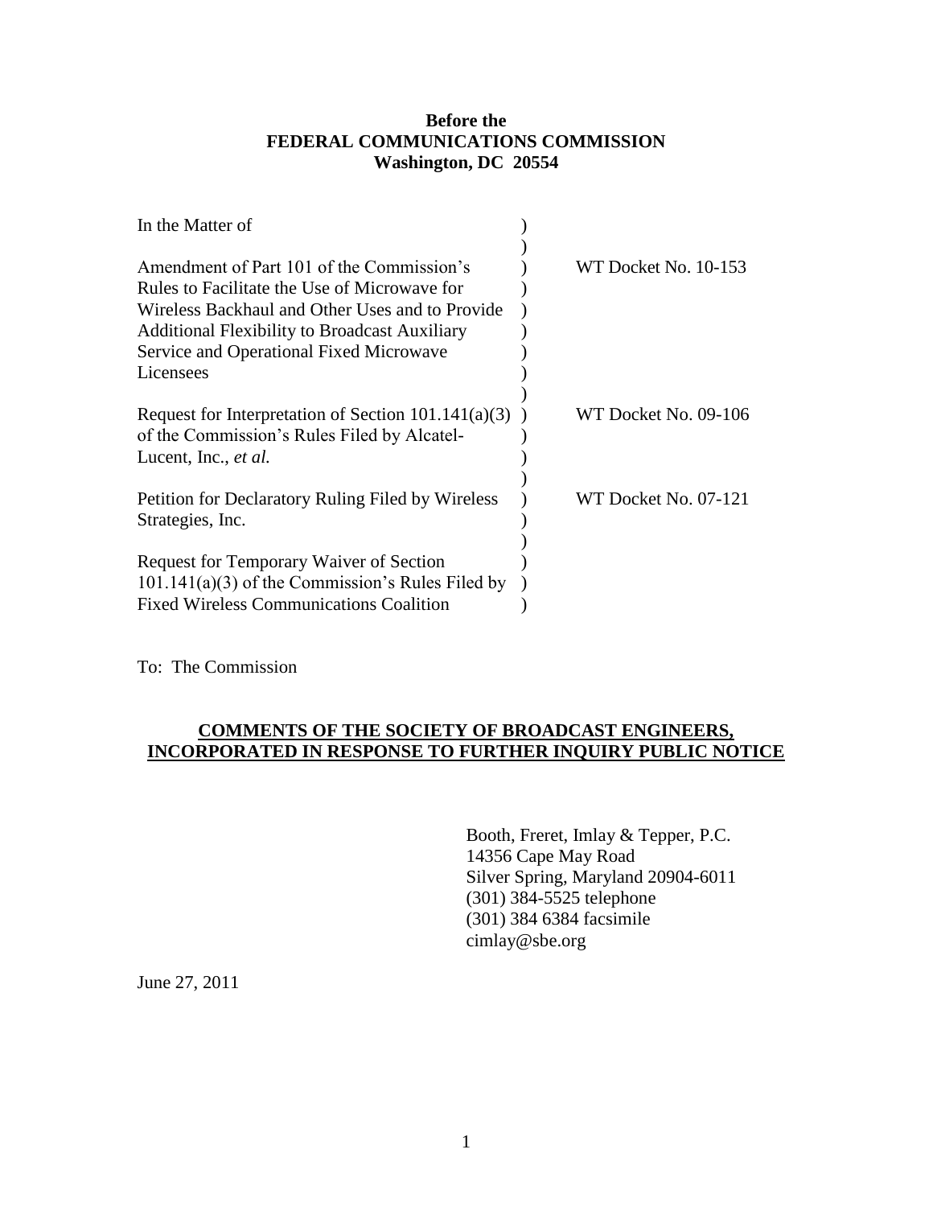**Before the**
**FEDERAL COMMUNICATIONS COMMISSION**
**Washington, DC 20554**

| | | |
|---|---|---|
| In the Matter of | ) | |
| | ) | |
| Amendment of Part 101 of the Commission's Rules to Facilitate the Use of Microwave for Wireless Backhaul and Other Uses and to Provide Additional Flexibility to Broadcast Auxiliary Service and Operational Fixed Microwave Licensees | ) | WT Docket No. 10-153 |
| | ) | |
| Request for Interpretation of Section 101.141(a)(3) of the Commission's Rules Filed by Alcatel-Lucent, Inc., *et al.* | ) | WT Docket No. 09-106 |
| | ) | |
| Petition for Declaratory Ruling Filed by Wireless Strategies, Inc. | ) | WT Docket No. 07-121 |
| | ) | |
| Request for Temporary Waiver of Section 101.141(a)(3) of the Commission's Rules Filed by Fixed Wireless Communications Coalition | ) | |

To: The Commission

**COMMENTS OF THE SOCIETY OF BROADCAST ENGINEERS, INCORPORATED IN RESPONSE TO FURTHER INQUIRY PUBLIC NOTICE**

Booth, Freret, Imlay & Tepper, P.C.
14356 Cape May Road
Silver Spring, Maryland 20904-6011
(301) 384-5525 telephone
(301) 384 6384 facsimile
cimlay@sbe.org

June 27, 2011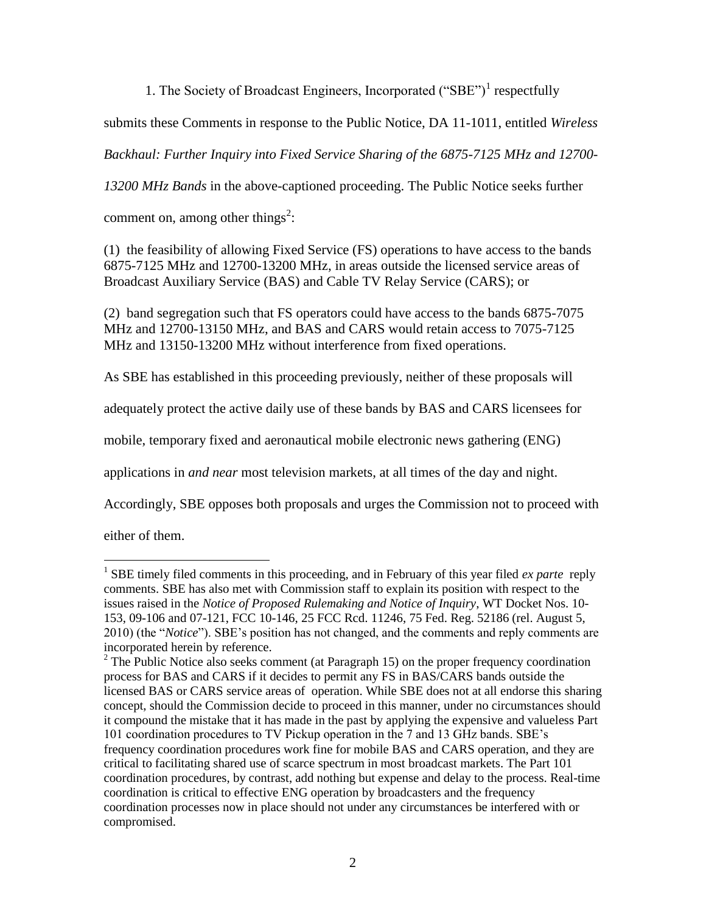1. The Society of Broadcast Engineers, Incorporated ("SBE")[1] respectfully submits these Comments in response to the Public Notice, DA 11-1011, entitled *Wireless Backhaul: Further Inquiry into Fixed Service Sharing of the 6875-7125 MHz and 12700-13200 MHz Bands* in the above-captioned proceeding. The Public Notice seeks further comment on, among other things[2]:

(1) the feasibility of allowing Fixed Service (FS) operations to have access to the bands 6875-7125 MHz and 12700-13200 MHz, in areas outside the licensed service areas of Broadcast Auxiliary Service (BAS) and Cable TV Relay Service (CARS); or

(2) band segregation such that FS operators could have access to the bands 6875-7075 MHz and 12700-13150 MHz, and BAS and CARS would retain access to 7075-7125 MHz and 13150-13200 MHz without interference from fixed operations.

As SBE has established in this proceeding previously, neither of these proposals will adequately protect the active daily use of these bands by BAS and CARS licensees for mobile, temporary fixed and aeronautical mobile electronic news gathering (ENG) applications in *and near* most television markets, at all times of the day and night. Accordingly, SBE opposes both proposals and urges the Commission not to proceed with either of them.

[1] SBE timely filed comments in this proceeding, and in February of this year filed *ex parte* reply comments. SBE has also met with Commission staff to explain its position with respect to the issues raised in the *Notice of Proposed Rulemaking and Notice of Inquiry*, WT Docket Nos. 10-153, 09-106 and 07-121, FCC 10-146, 25 FCC Rcd. 11246, 75 Fed. Reg. 52186 (rel. August 5, 2010) (the "*Notice*"). SBE's position has not changed, and the comments and reply comments are incorporated herein by reference.

[2] The Public Notice also seeks comment (at Paragraph 15) on the proper frequency coordination process for BAS and CARS if it decides to permit any FS in BAS/CARS bands outside the licensed BAS or CARS service areas of operation. While SBE does not at all endorse this sharing concept, should the Commission decide to proceed in this manner, under no circumstances should it compound the mistake that it has made in the past by applying the expensive and valueless Part 101 coordination procedures to TV Pickup operation in the 7 and 13 GHz bands. SBE's frequency coordination procedures work fine for mobile BAS and CARS operation, and they are critical to facilitating shared use of scarce spectrum in most broadcast markets. The Part 101 coordination procedures, by contrast, add nothing but expense and delay to the process. Real-time coordination is critical to effective ENG operation by broadcasters and the frequency coordination processes now in place should not under any circumstances be interfered with or compromised.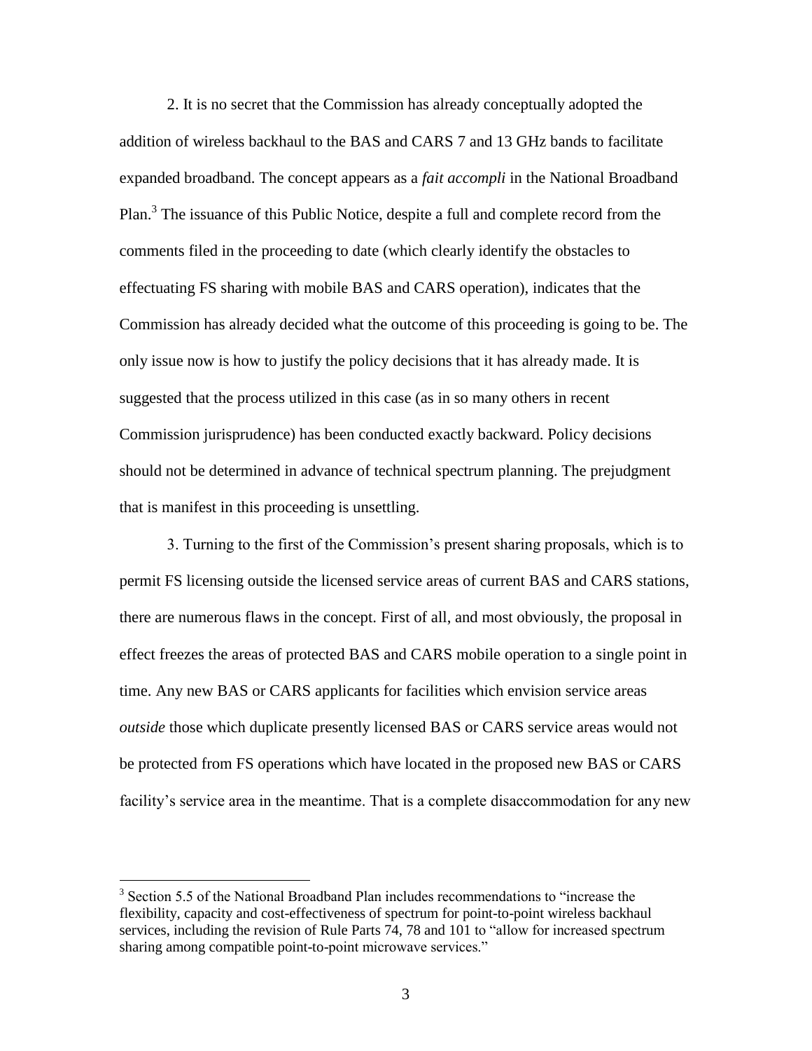2. It is no secret that the Commission has already conceptually adopted the addition of wireless backhaul to the BAS and CARS 7 and 13 GHz bands to facilitate expanded broadband. The concept appears as a *fait accompli* in the National Broadband Plan.[3] The issuance of this Public Notice, despite a full and complete record from the comments filed in the proceeding to date (which clearly identify the obstacles to effectuating FS sharing with mobile BAS and CARS operation), indicates that the Commission has already decided what the outcome of this proceeding is going to be. The only issue now is how to justify the policy decisions that it has already made. It is suggested that the process utilized in this case (as in so many others in recent Commission jurisprudence) has been conducted exactly backward. Policy decisions should not be determined in advance of technical spectrum planning. The prejudgment that is manifest in this proceeding is unsettling.

3. Turning to the first of the Commission's present sharing proposals, which is to permit FS licensing outside the licensed service areas of current BAS and CARS stations, there are numerous flaws in the concept. First of all, and most obviously, the proposal in effect freezes the areas of protected BAS and CARS mobile operation to a single point in time. Any new BAS or CARS applicants for facilities which envision service areas *outside* those which duplicate presently licensed BAS or CARS service areas would not be protected from FS operations which have located in the proposed new BAS or CARS facility's service area in the meantime. That is a complete disaccommodation for any new

[3] Section 5.5 of the National Broadband Plan includes recommendations to "increase the flexibility, capacity and cost-effectiveness of spectrum for point-to-point wireless backhaul services, including the revision of Rule Parts 74, 78 and 101 to "allow for increased spectrum sharing among compatible point-to-point microwave services."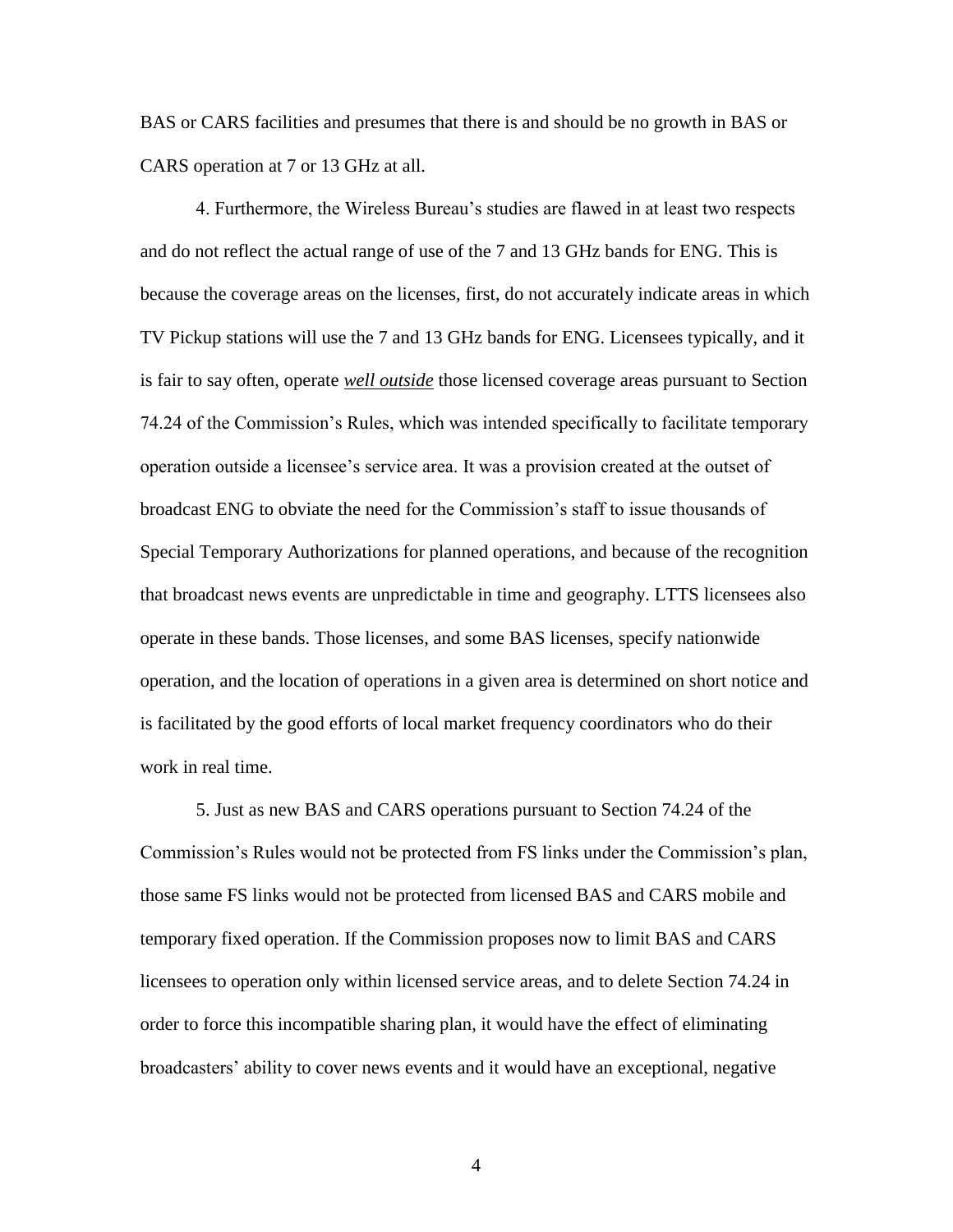BAS or CARS facilities and presumes that there is and should be no growth in BAS or CARS operation at 7 or 13 GHz at all.

4. Furthermore, the Wireless Bureau's studies are flawed in at least two respects and do not reflect the actual range of use of the 7 and 13 GHz bands for ENG. This is because the coverage areas on the licenses, first, do not accurately indicate areas in which TV Pickup stations will use the 7 and 13 GHz bands for ENG. Licensees typically, and it is fair to say often, operate ***well outside*** those licensed coverage areas pursuant to Section 74.24 of the Commission's Rules, which was intended specifically to facilitate temporary operation outside a licensee's service area. It was a provision created at the outset of broadcast ENG to obviate the need for the Commission's staff to issue thousands of Special Temporary Authorizations for planned operations, and because of the recognition that broadcast news events are unpredictable in time and geography. LTTS licensees also operate in these bands. Those licenses, and some BAS licenses, specify nationwide operation, and the location of operations in a given area is determined on short notice and is facilitated by the good efforts of local market frequency coordinators who do their work in real time.

5. Just as new BAS and CARS operations pursuant to Section 74.24 of the Commission's Rules would not be protected from FS links under the Commission's plan, those same FS links would not be protected from licensed BAS and CARS mobile and temporary fixed operation. If the Commission proposes now to limit BAS and CARS licensees to operation only within licensed service areas, and to delete Section 74.24 in order to force this incompatible sharing plan, it would have the effect of eliminating broadcasters' ability to cover news events and it would have an exceptional, negative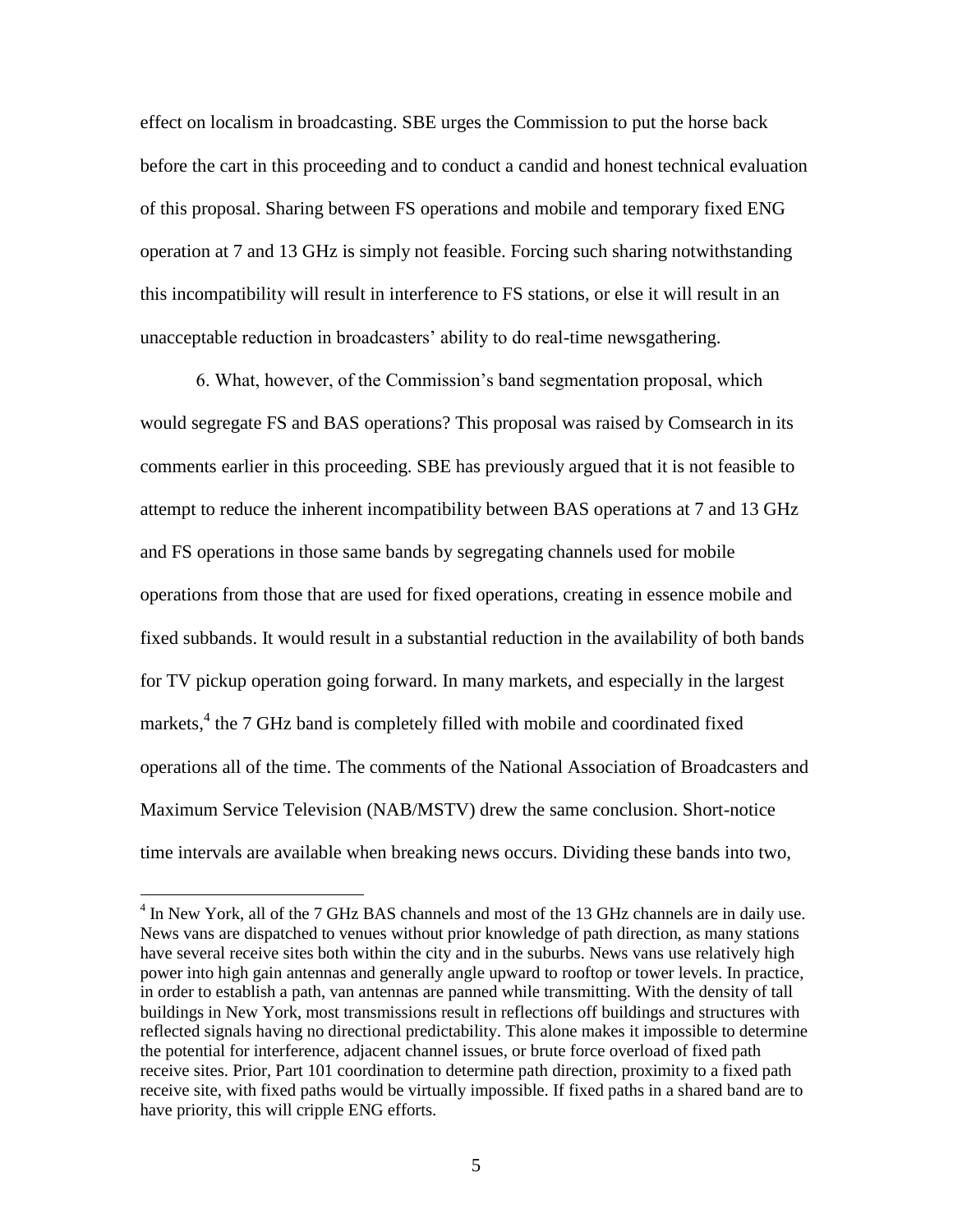effect on localism in broadcasting. SBE urges the Commission to put the horse back before the cart in this proceeding and to conduct a candid and honest technical evaluation of this proposal. Sharing between FS operations and mobile and temporary fixed ENG operation at 7 and 13 GHz is simply not feasible. Forcing such sharing notwithstanding this incompatibility will result in interference to FS stations, or else it will result in an unacceptable reduction in broadcasters' ability to do real-time newsgathering.

6. What, however, of the Commission's band segmentation proposal, which would segregate FS and BAS operations? This proposal was raised by Comsearch in its comments earlier in this proceeding. SBE has previously argued that it is not feasible to attempt to reduce the inherent incompatibility between BAS operations at 7 and 13 GHz and FS operations in those same bands by segregating channels used for mobile operations from those that are used for fixed operations, creating in essence mobile and fixed subbands. It would result in a substantial reduction in the availability of both bands for TV pickup operation going forward. In many markets, and especially in the largest markets,[4] the 7 GHz band is completely filled with mobile and coordinated fixed operations all of the time. The comments of the National Association of Broadcasters and Maximum Service Television (NAB/MSTV) drew the same conclusion. Short-notice time intervals are available when breaking news occurs. Dividing these bands into two,

[4] In New York, all of the 7 GHz BAS channels and most of the 13 GHz channels are in daily use. News vans are dispatched to venues without prior knowledge of path direction, as many stations have several receive sites both within the city and in the suburbs. News vans use relatively high power into high gain antennas and generally angle upward to rooftop or tower levels. In practice, in order to establish a path, van antennas are panned while transmitting. With the density of tall buildings in New York, most transmissions result in reflections off buildings and structures with reflected signals having no directional predictability. This alone makes it impossible to determine the potential for interference, adjacent channel issues, or brute force overload of fixed path receive sites. Prior, Part 101 coordination to determine path direction, proximity to a fixed path receive site, with fixed paths would be virtually impossible. If fixed paths in a shared band are to have priority, this will cripple ENG efforts.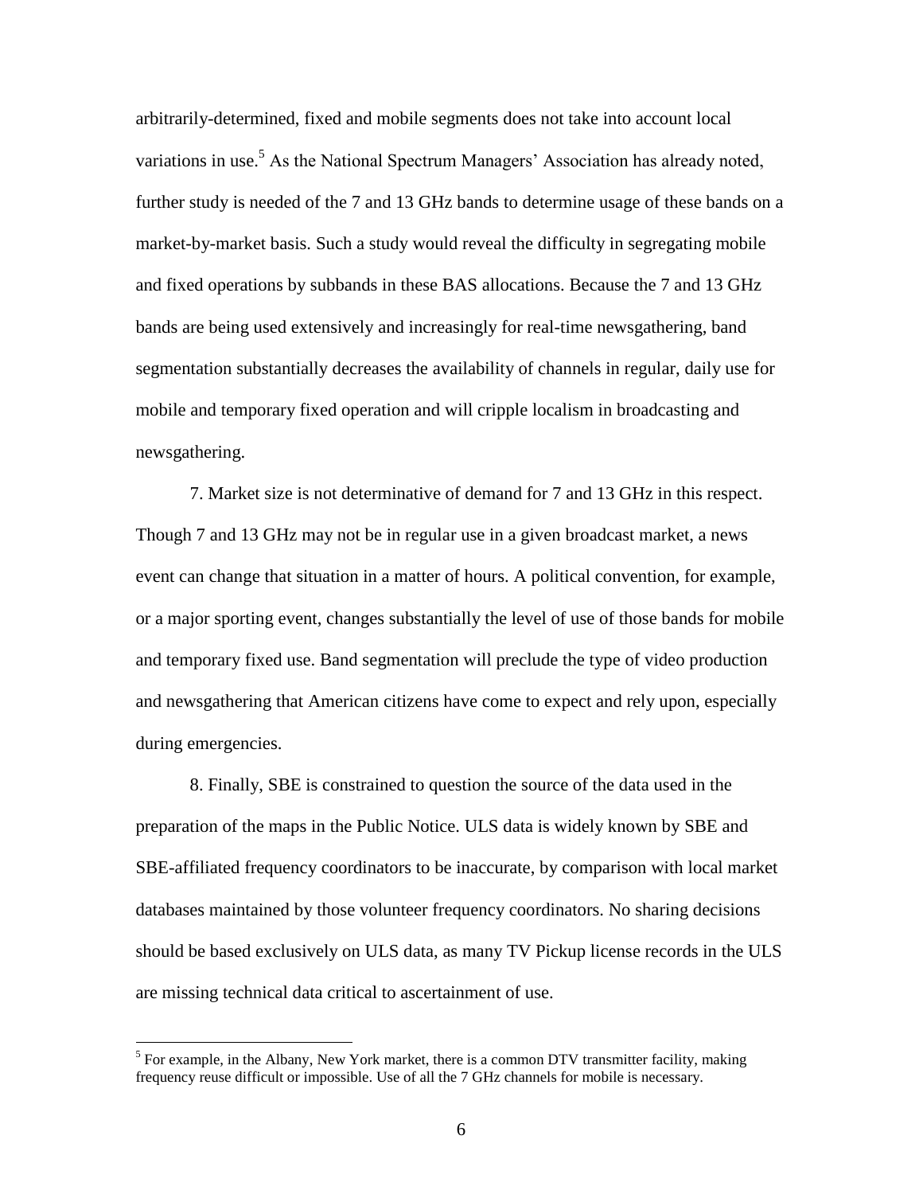arbitrarily-determined, fixed and mobile segments does not take into account local variations in use.[5] As the National Spectrum Managers' Association has already noted, further study is needed of the 7 and 13 GHz bands to determine usage of these bands on a market-by-market basis. Such a study would reveal the difficulty in segregating mobile and fixed operations by subbands in these BAS allocations. Because the 7 and 13 GHz bands are being used extensively and increasingly for real-time newsgathering, band segmentation substantially decreases the availability of channels in regular, daily use for mobile and temporary fixed operation and will cripple localism in broadcasting and newsgathering.

7. Market size is not determinative of demand for 7 and 13 GHz in this respect. Though 7 and 13 GHz may not be in regular use in a given broadcast market, a news event can change that situation in a matter of hours. A political convention, for example, or a major sporting event, changes substantially the level of use of those bands for mobile and temporary fixed use. Band segmentation will preclude the type of video production and newsgathering that American citizens have come to expect and rely upon, especially during emergencies.

8. Finally, SBE is constrained to question the source of the data used in the preparation of the maps in the Public Notice. ULS data is widely known by SBE and SBE-affiliated frequency coordinators to be inaccurate, by comparison with local market databases maintained by those volunteer frequency coordinators. No sharing decisions should be based exclusively on ULS data, as many TV Pickup license records in the ULS are missing technical data critical to ascertainment of use.

---

[5] For example, in the Albany, New York market, there is a common DTV transmitter facility, making frequency reuse difficult or impossible. Use of all the 7 GHz channels for mobile is necessary.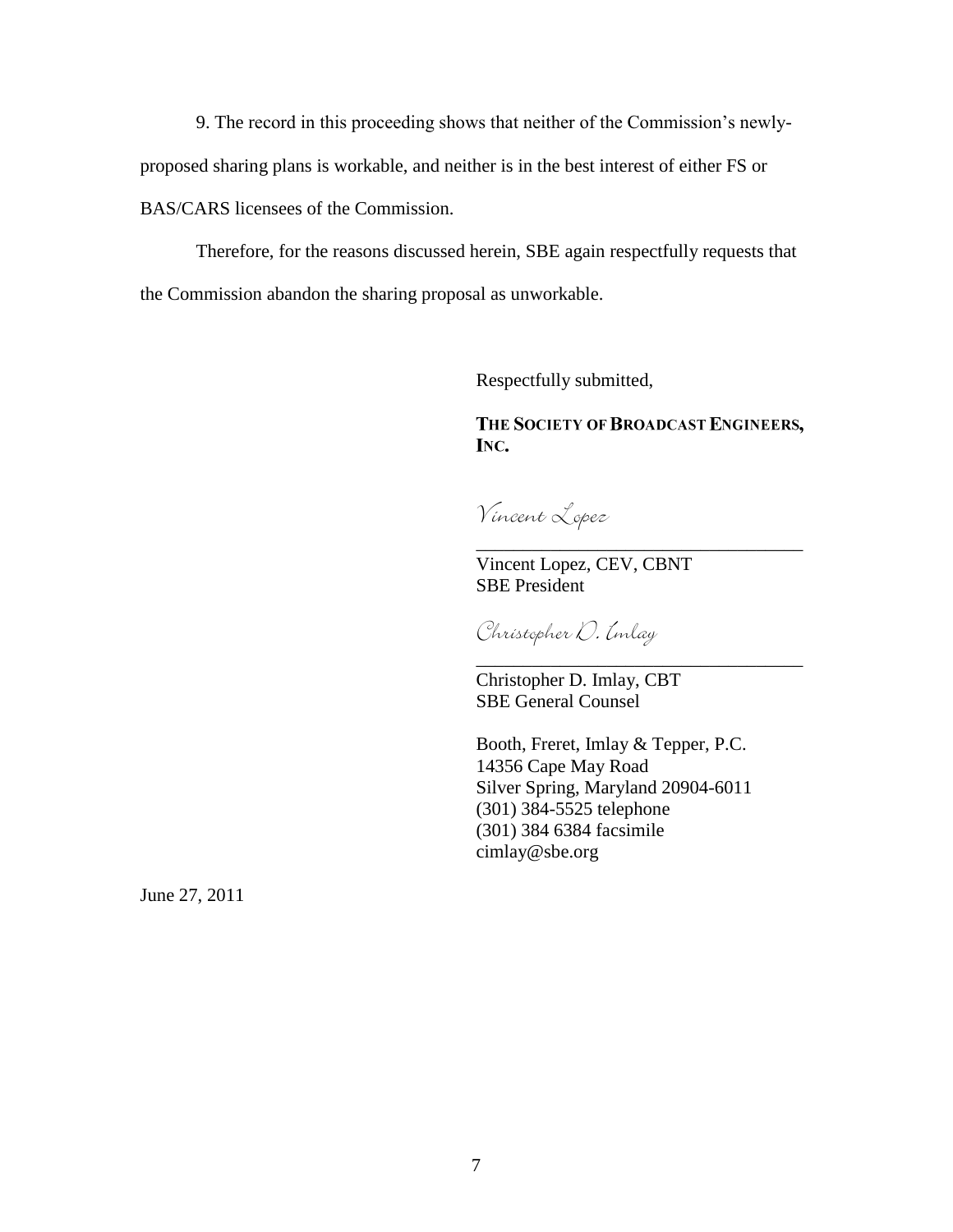9. The record in this proceeding shows that neither of the Commission's newly-proposed sharing plans is workable, and neither is in the best interest of either FS or BAS/CARS licensees of the Commission.

Therefore, for the reasons discussed herein, SBE again respectfully requests that the Commission abandon the sharing proposal as unworkable.

Respectfully submitted,

**THE SOCIETY OF BROADCAST ENGINEERS, INC.**

*Vincent Lopez*
\_\_\_\_\_\_\_\_\_\_\_\_\_\_\_\_\_\_\_\_\_\_\_\_\_\_\_\_\_\_\_\_\_\_
Vincent Lopez, CEV, CBNT
SBE President

*Christopher D. Imlay*
\_\_\_\_\_\_\_\_\_\_\_\_\_\_\_\_\_\_\_\_\_\_\_\_\_\_\_\_\_\_\_\_\_\_
Christopher D. Imlay, CBT
SBE General Counsel

Booth, Freret, Imlay & Tepper, P.C.
14356 Cape May Road
Silver Spring, Maryland 20904-6011
(301) 384-5525 telephone
(301) 384 6384 facsimile
cimlay@sbe.org

June 27, 2011